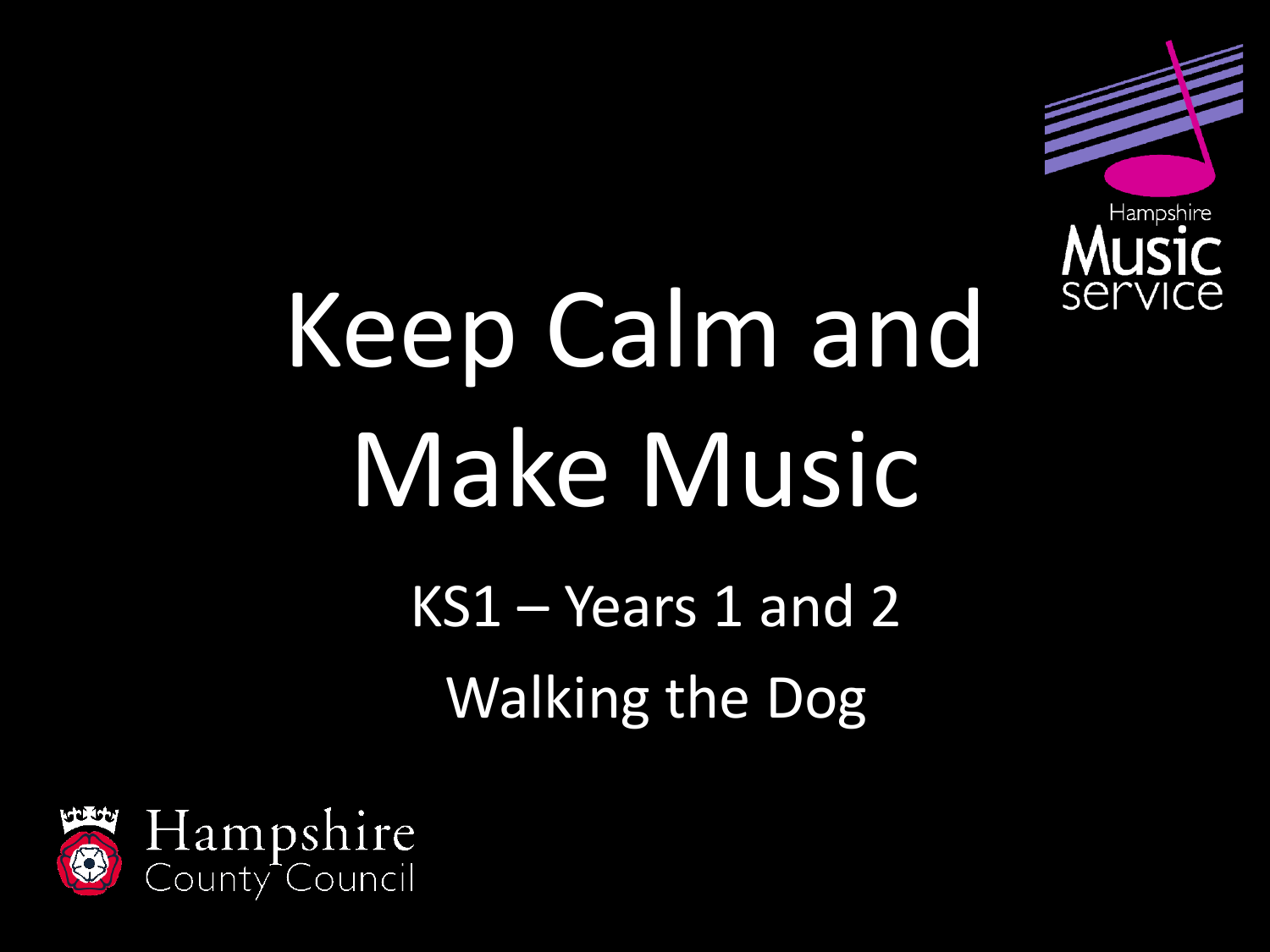# Keep Calm and Make Music

KS1 – Years 1 and 2

Walking the Dog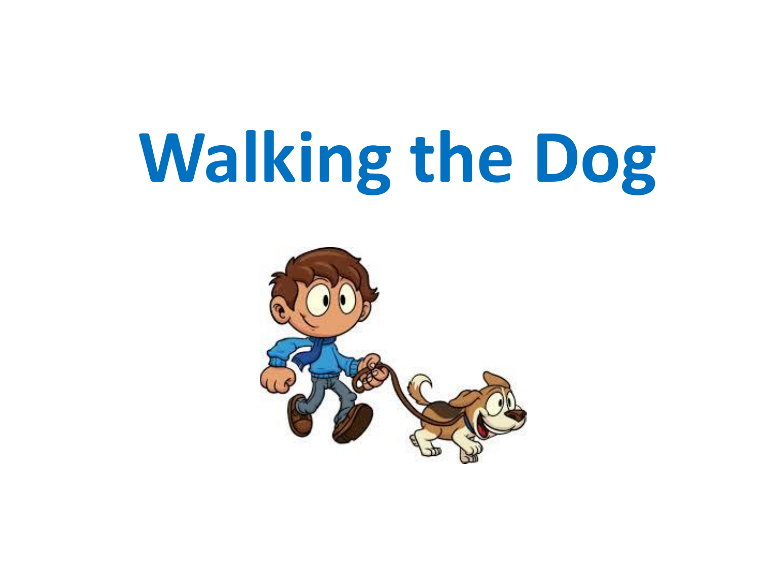# Walking the Dog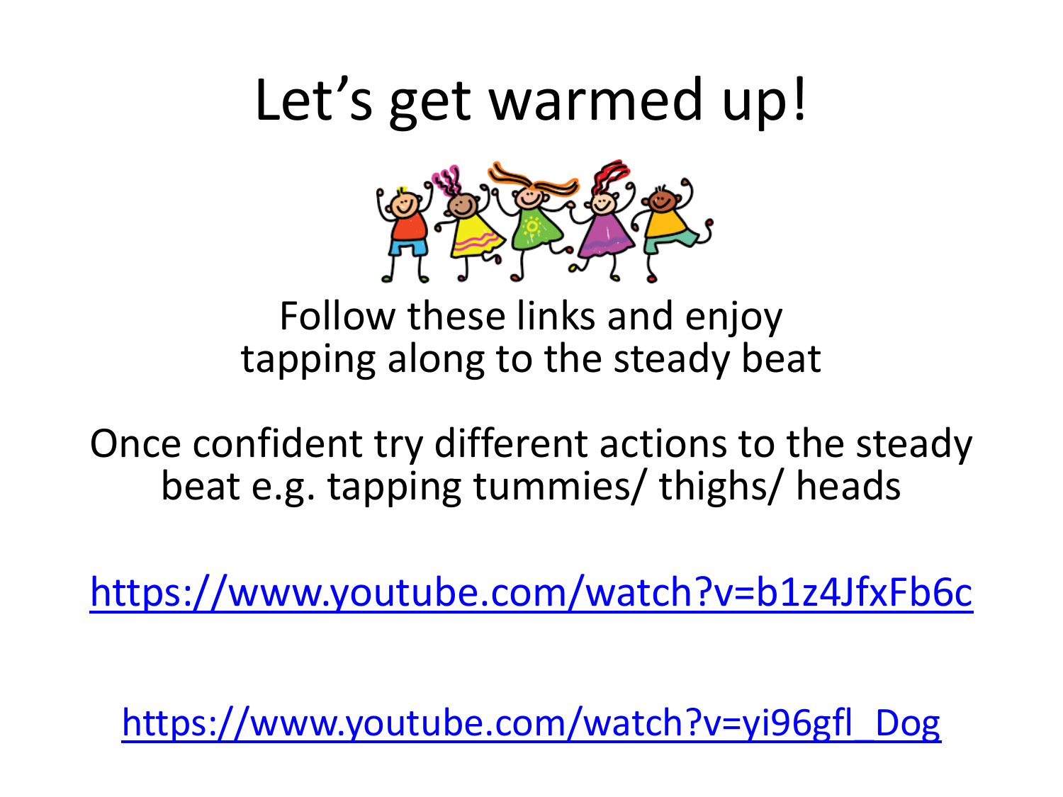# Let's get warmed up!

Follow these links and enjoy tapping along to the steady beat

Once confident try different actions to the steady beat e.g. tapping tummies/ thighs/ heads

https://www.youtube.com/watch?v=b1z4JfxFb6c

https://www.youtube.com/watch?v=yi96gfl_Dog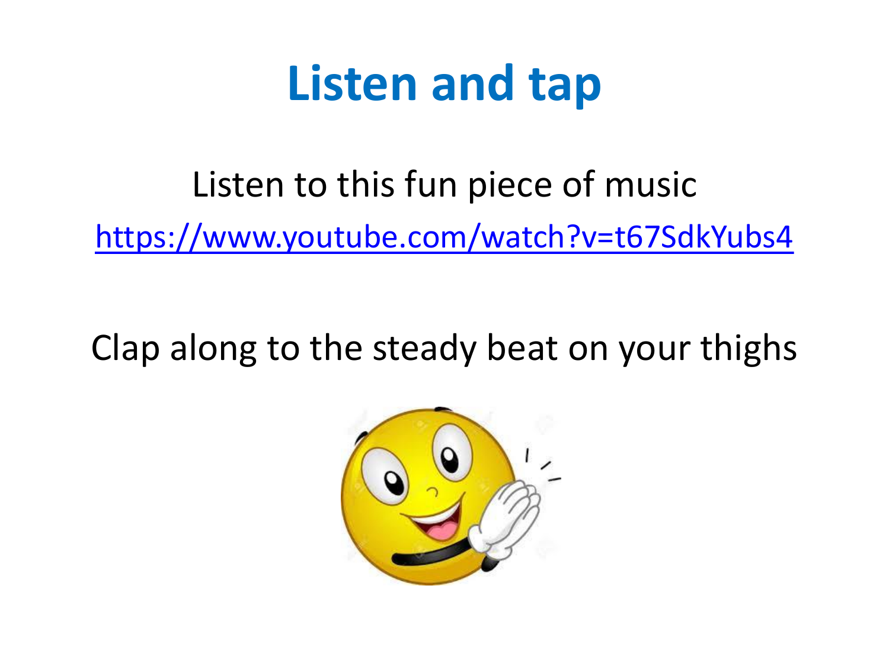# Listen and tap

Listen to this fun piece of music

https://www.youtube.com/watch?v=t67SdkYubs4

Clap along to the steady beat on your thighs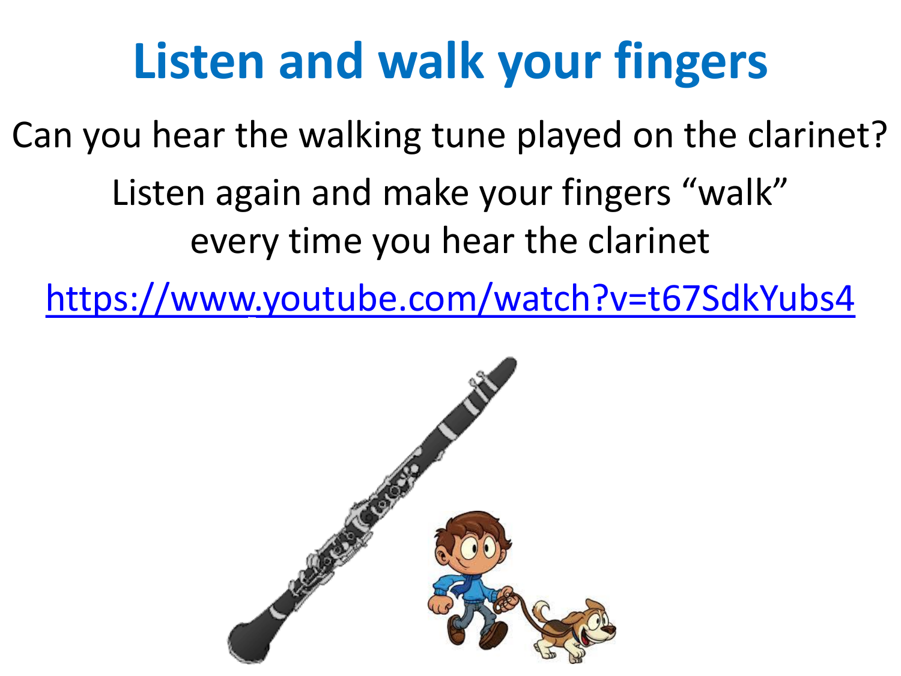# Listen and walk your fingers

Can you hear the walking tune played on the clarinet?

Listen again and make your fingers "walk" every time you hear the clarinet

https://www.youtube.com/watch?v=t67SdkYubs4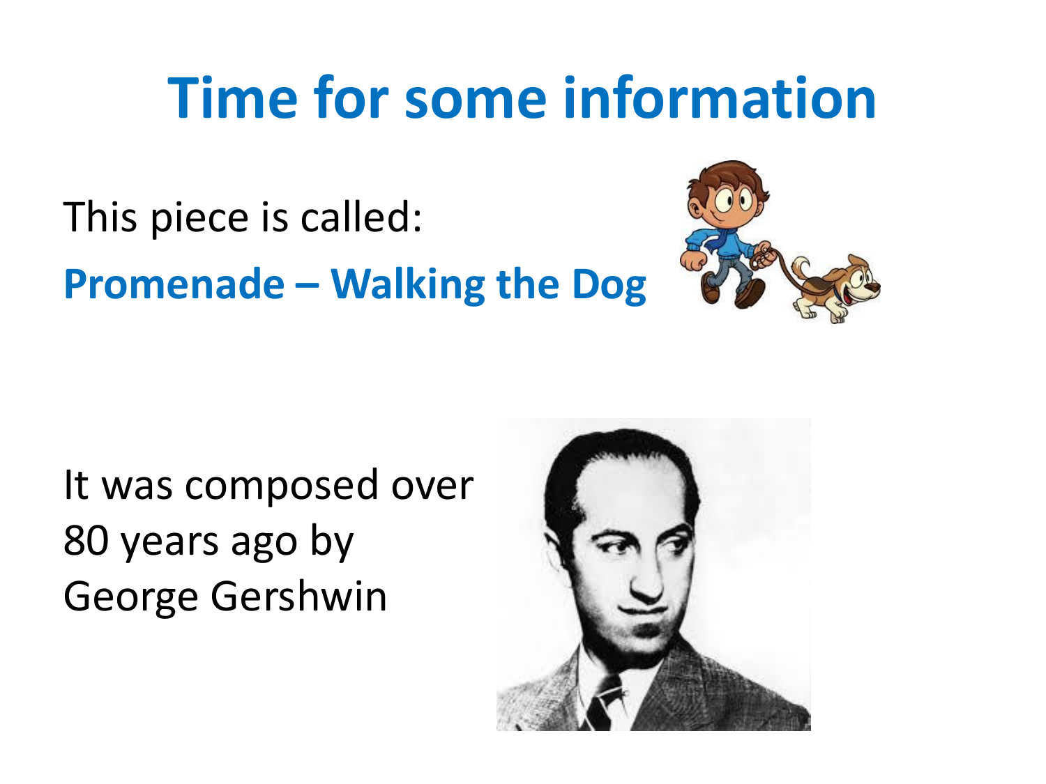# Time for some information

This piece is called:

**Promenade – Walking the Dog**

It was composed over 80 years ago by George Gershwin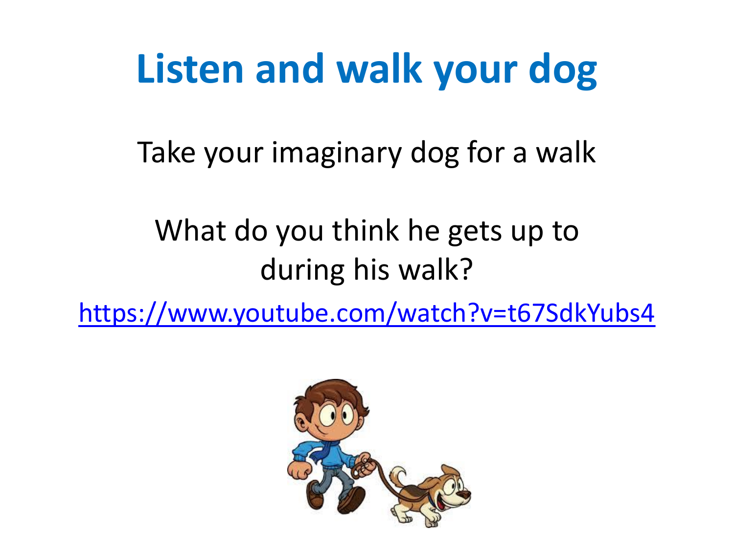# Listen and walk your dog

Take your imaginary dog for a walk

What do you think he gets up to during his walk?

https://www.youtube.com/watch?v=t67SdkYubs4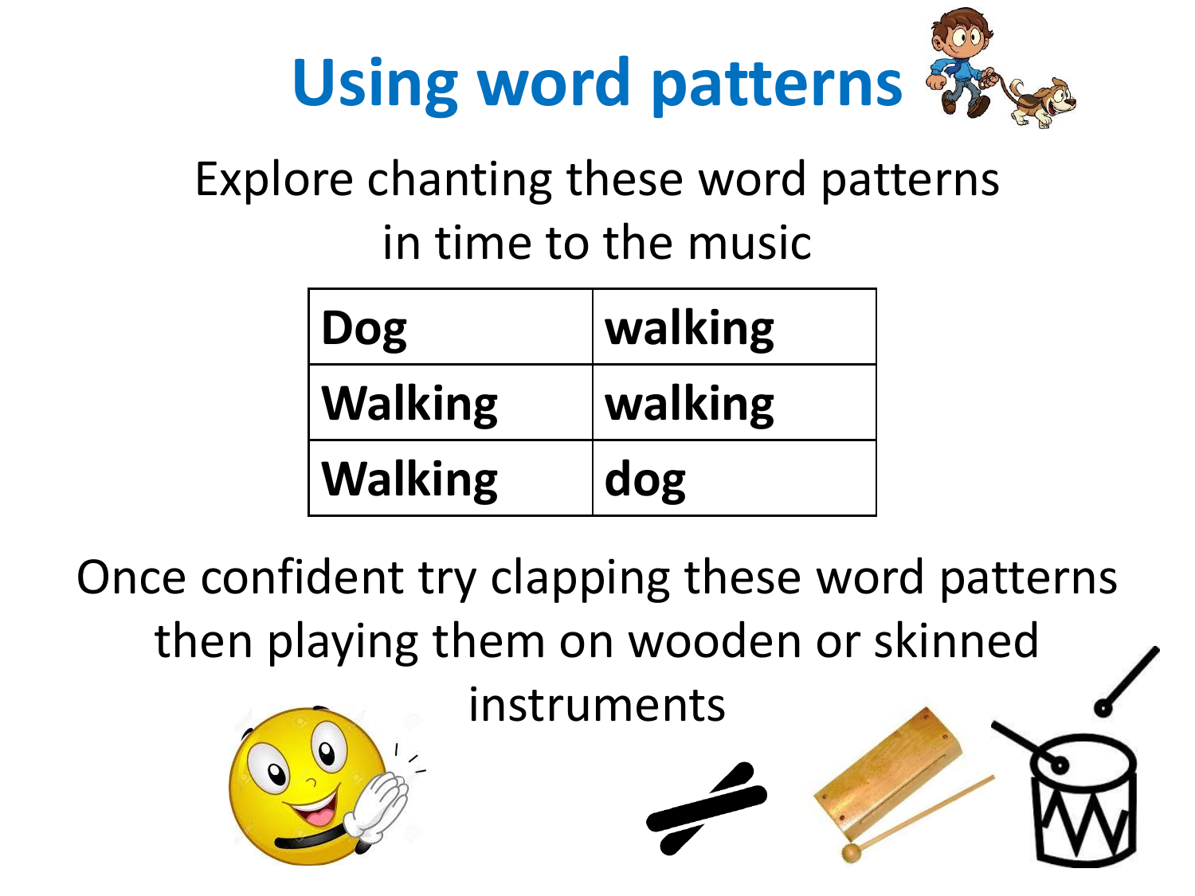# Using word patterns

Explore chanting these word patterns in time to the music

| Dog | walking |
|---|---|
| Walking | walking |
| Walking | dog |

Once confident try clapping these word patterns then playing them on wooden or skinned instruments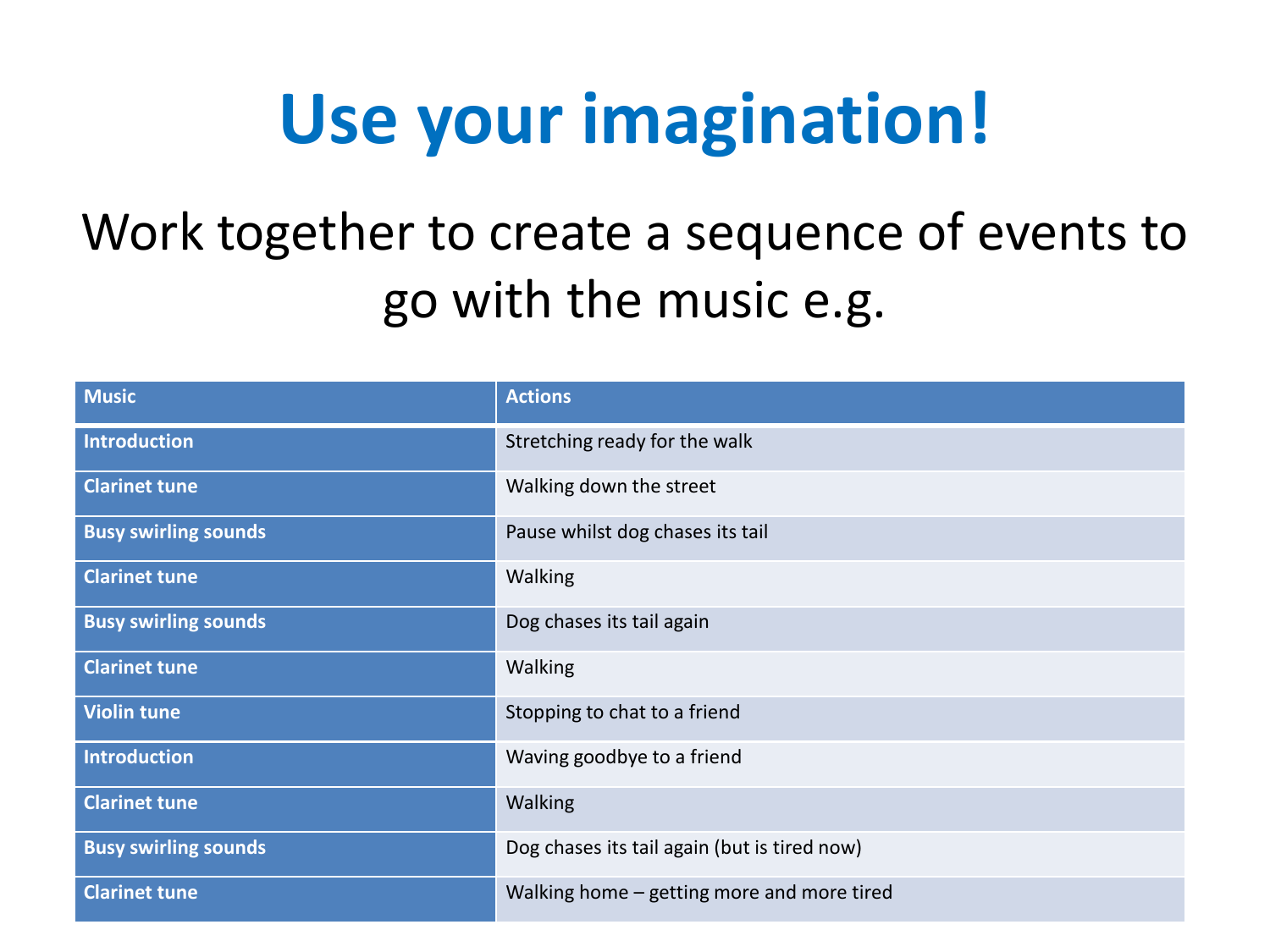# Use your imagination!

Work together to create a sequence of events to go with the music e.g.

| Music | Actions |
| --- | --- |
| Introduction | Stretching ready for the walk |
| Clarinet tune | Walking down the street |
| Busy swirling sounds | Pause whilst dog chases its tail |
| Clarinet tune | Walking |
| Busy swirling sounds | Dog chases its tail again |
| Clarinet tune | Walking |
| Violin tune | Stopping to chat to a friend |
| Introduction | Waving goodbye to a friend |
| Clarinet tune | Walking |
| Busy swirling sounds | Dog chases its tail again (but is tired now) |
| Clarinet tune | Walking home – getting more and more tired |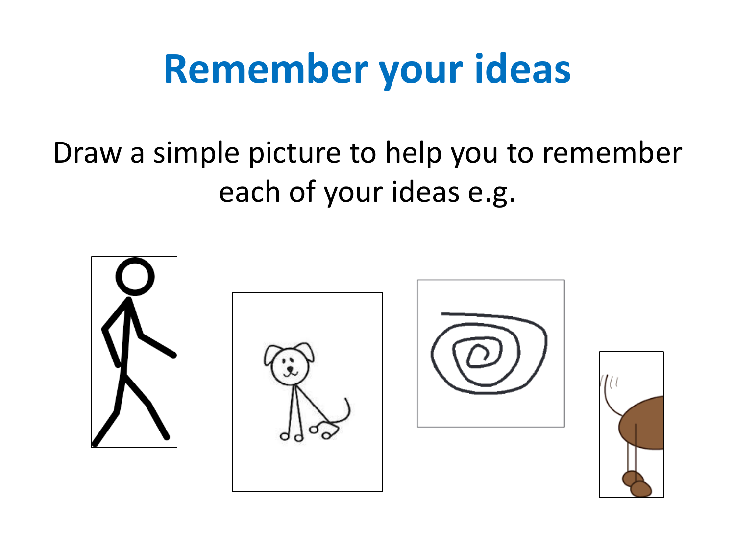# Remember your ideas

Draw a simple picture to help you to remember each of your ideas e.g.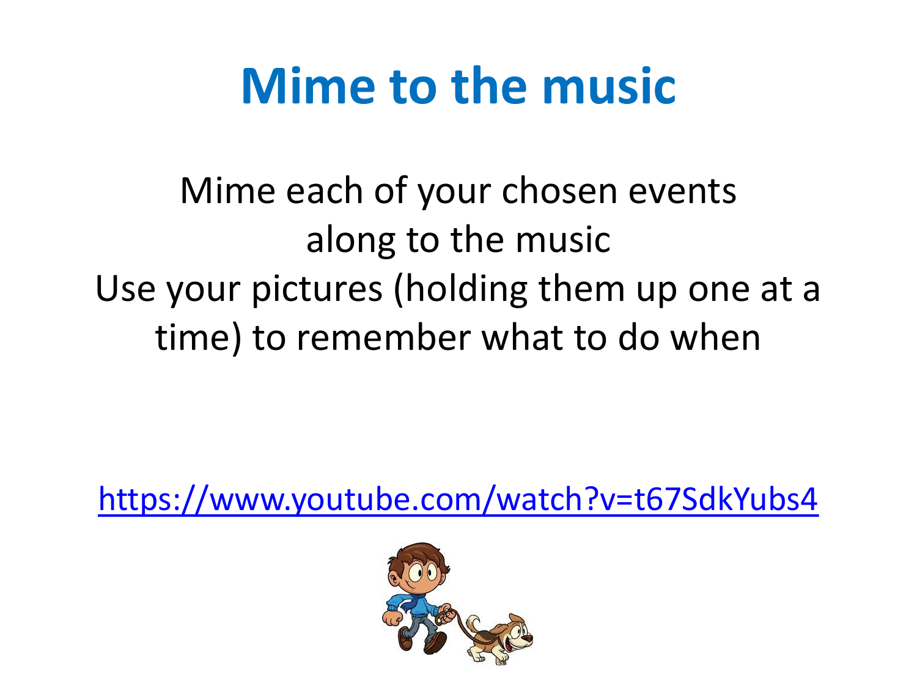# Mime to the music

Mime each of your chosen events along to the music

Use your pictures (holding them up one at a time) to remember what to do when

https://www.youtube.com/watch?v=t67SdkYubs4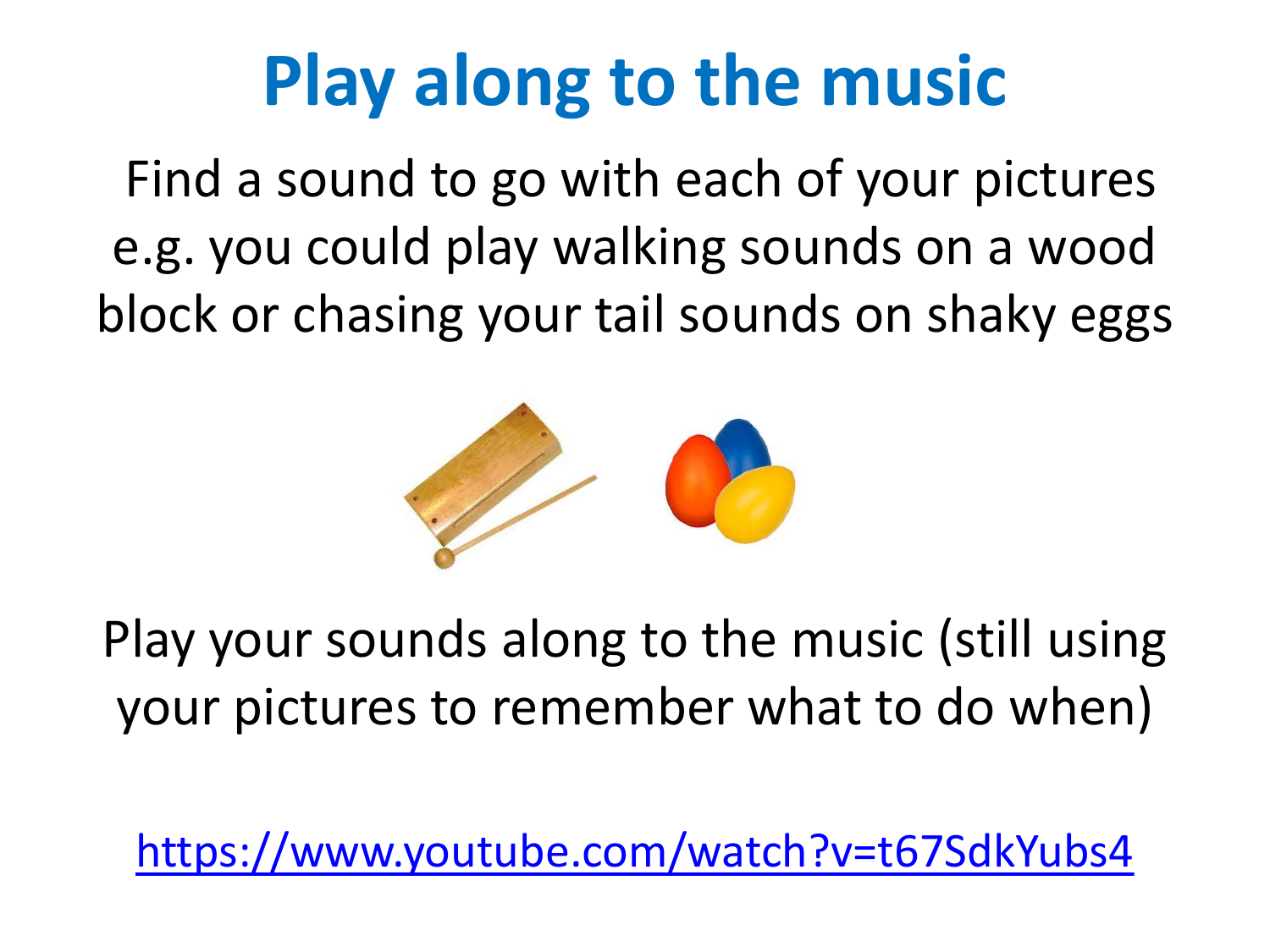# Play along to the music

Find a sound to go with each of your pictures e.g. you could play walking sounds on a wood block or chasing your tail sounds on shaky eggs

Play your sounds along to the music (still using your pictures to remember what to do when)

https://www.youtube.com/watch?v=t67SdkYubs4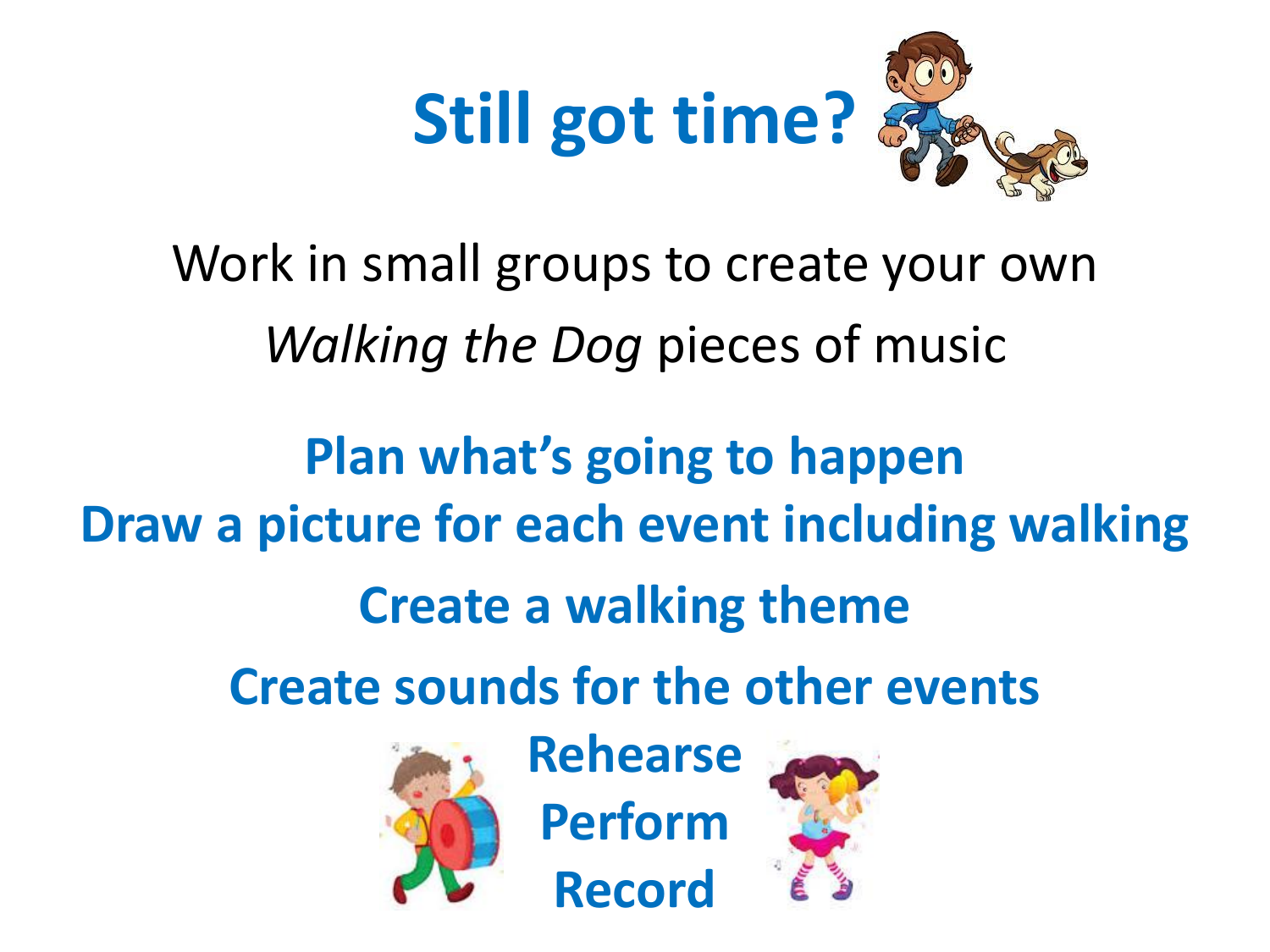# Still got time?

Work in small groups to create your own *Walking the Dog* pieces of music

**Plan what's going to happen**

**Draw a picture for each event including walking**

**Create a walking theme**

**Create sounds for the other events**

**Rehearse**

**Perform**

**Record**